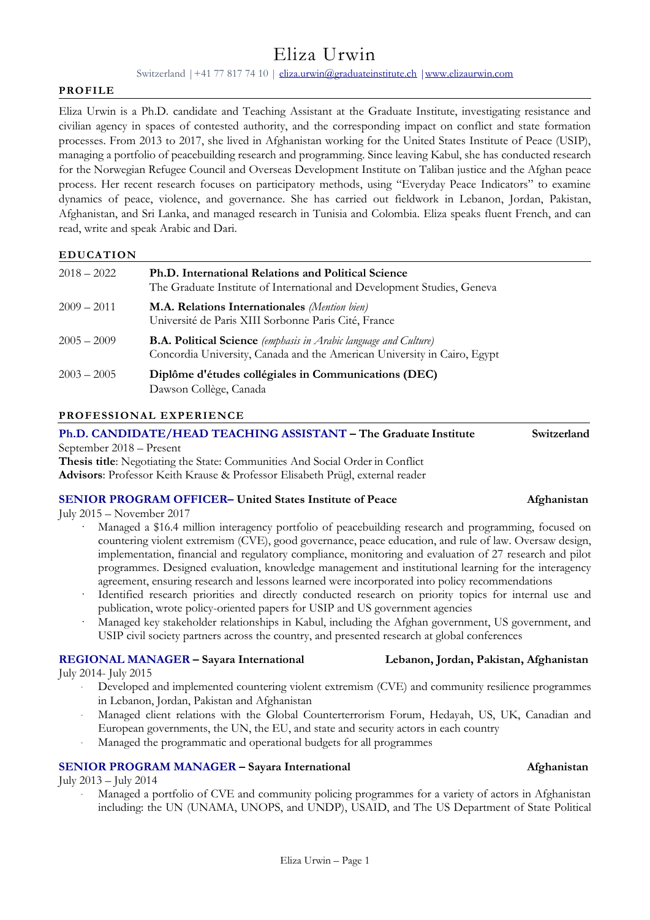# Eliza Urwin

Switzerland | +41 77 817 74 10 | eliza.urwin@graduateinstitute.ch | www.elizaurwin.com

## PROFILE

Eliza Urwin is a Ph.D. candidate and Teaching Assistant at the Graduate Institute, investigating resistance and civilian agency in spaces of contested authority, and the corresponding impact on conflict and state formation processes. From 2013 to 2017, she lived in Afghanistan working for the United States Institute of Peace (USIP), managing a portfolio of peacebuilding research and programming. Since leaving Kabul, she has conducted research for the Norwegian Refugee Council and Overseas Development Institute on Taliban justice and the Afghan peace process. Her recent research focuses on participatory methods, using "Everyday Peace Indicators" to examine dynamics of peace, violence, and governance. She has carried out fieldwork in Lebanon, Jordan, Pakistan, Afghanistan, and Sri Lanka, and managed research in Tunisia and Colombia. Eliza speaks fluent French, and can read, write and speak Arabic and Dari.

## EDUCATION

2018 – 2022 — **Ph.D. International Relations and Political Science**
The Graduate Institute of International and Development Studies, Geneva

2009 – 2011 — **M.A. Relations Internationales** *(Mention bien)*
Université de Paris XIII Sorbonne Paris Cité, France

2005 – 2009 — **B.A. Political Science** *(emphasis in Arabic language and Culture)*
Concordia University, Canada and the American University in Cairo, Egypt

2003 – 2005 — **Diplôme d'études collégiales in Communications (DEC)**
Dawson Collège, Canada

## PROFESSIONAL EXPERIENCE

### Ph.D. CANDIDATE/HEAD TEACHING ASSISTANT – The Graduate Institute — Switzerland

September 2018 – Present
**Thesis title**: Negotiating the State: Communities And Social Order in Conflict
**Advisors**: Professor Keith Krause & Professor Elisabeth Prügl, external reader

### SENIOR PROGRAM OFFICER– United States Institute of Peace — Afghanistan

July 2015 – November 2017

- Managed a $16.4 million interagency portfolio of peacebuilding research and programming, focused on countering violent extremism (CVE), good governance, peace education, and rule of law. Oversaw design, implementation, financial and regulatory compliance, monitoring and evaluation of 27 research and pilot programmes. Designed evaluation, knowledge management and institutional learning for the interagency agreement, ensuring research and lessons learned were incorporated into policy recommendations
- Identified research priorities and directly conducted research on priority topics for internal use and publication, wrote policy-oriented papers for USIP and US government agencies
- Managed key stakeholder relationships in Kabul, including the Afghan government, US government, and USIP civil society partners across the country, and presented research at global conferences

### REGIONAL MANAGER – Sayara International — Lebanon, Jordan, Pakistan, Afghanistan

July 2014- July 2015

- Developed and implemented countering violent extremism (CVE) and community resilience programmes in Lebanon, Jordan, Pakistan and Afghanistan
- Managed client relations with the Global Counterterrorism Forum, Hedayah, US, UK, Canadian and European governments, the UN, the EU, and state and security actors in each country
- Managed the programmatic and operational budgets for all programmes

### SENIOR PROGRAM MANAGER – Sayara International — Afghanistan

July 2013 – July 2014

- Managed a portfolio of CVE and community policing programmes for a variety of actors in Afghanistan including: the UN (UNAMA, UNOPS, and UNDP), USAID, and The US Department of State Political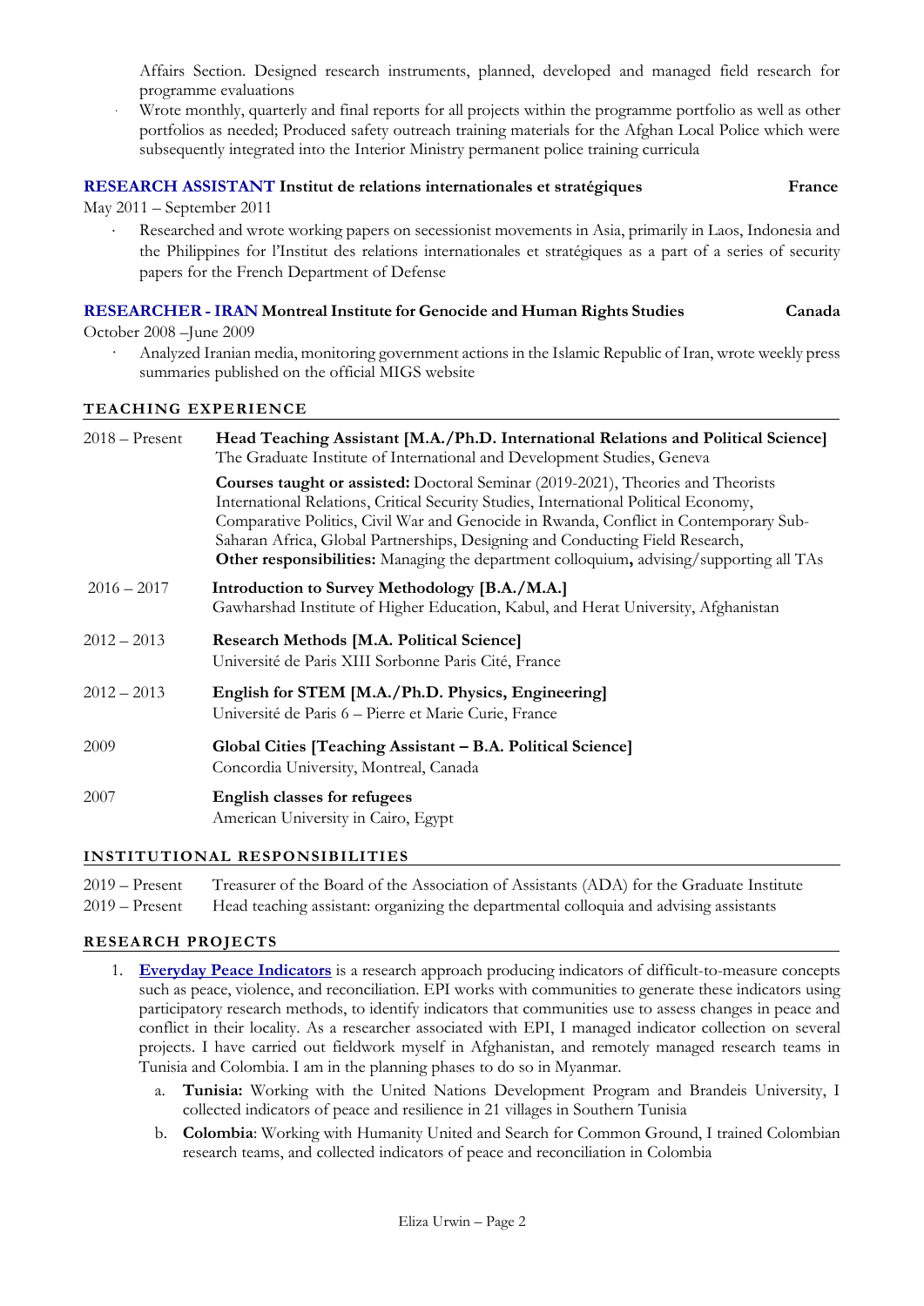Affairs Section. Designed research instruments, planned, developed and managed field research for programme evaluations

- Wrote monthly, quarterly and final reports for all projects within the programme portfolio as well as other portfolios as needed; Produced safety outreach training materials for the Afghan Local Police which were subsequently integrated into the Interior Ministry permanent police training curricula

**RESEARCH ASSISTANT Institut de relations internationales et stratégiques** **France**

May 2011 – September 2011

- Researched and wrote working papers on secessionist movements in Asia, primarily in Laos, Indonesia and the Philippines for l'Institut des relations internationales et stratégiques as a part of a series of security papers for the French Department of Defense

**RESEARCHER - IRAN Montreal Institute for Genocide and Human Rights Studies** **Canada**

October 2008 –June 2009

- Analyzed Iranian media, monitoring government actions in the Islamic Republic of Iran, wrote weekly press summaries published on the official MIGS website

## TEACHING EXPERIENCE

2018 – Present — **Head Teaching Assistant [M.A./Ph.D. International Relations and Political Science]**
The Graduate Institute of International and Development Studies, Geneva

**Courses taught or assisted:** Doctoral Seminar (2019-2021), Theories and Theorists International Relations, Critical Security Studies, International Political Economy, Comparative Politics, Civil War and Genocide in Rwanda, Conflict in Contemporary Sub-Saharan Africa, Global Partnerships, Designing and Conducting Field Research,
**Other responsibilities:** Managing the department colloquium**,** advising/supporting all TAs

2016 – 2017 — **Introduction to Survey Methodology [B.A./M.A.]**
Gawharshad Institute of Higher Education, Kabul, and Herat University, Afghanistan

2012 – 2013 — **Research Methods [M.A. Political Science]**
Université de Paris XIII Sorbonne Paris Cité, France

2012 – 2013 — **English for STEM [M.A./Ph.D. Physics, Engineering]**
Université de Paris 6 – Pierre et Marie Curie, France

2009 — **Global Cities [Teaching Assistant – B.A. Political Science]**
Concordia University, Montreal, Canada

2007 — **English classes for refugees**
American University in Cairo, Egypt

## INSTITUTIONAL RESPONSIBILITIES

2019 – Present — Treasurer of the Board of the Association of Assistants (ADA) for the Graduate Institute

2019 – Present — Head teaching assistant: organizing the departmental colloquia and advising assistants

## RESEARCH PROJECTS

1. **Everyday Peace Indicators** is a research approach producing indicators of difficult-to-measure concepts such as peace, violence, and reconciliation. EPI works with communities to generate these indicators using participatory research methods, to identify indicators that communities use to assess changes in peace and conflict in their locality. As a researcher associated with EPI, I managed indicator collection on several projects. I have carried out fieldwork myself in Afghanistan, and remotely managed research teams in Tunisia and Colombia. I am in the planning phases to do so in Myanmar.
   a. **Tunisia:** Working with the United Nations Development Program and Brandeis University, I collected indicators of peace and resilience in 21 villages in Southern Tunisia
   b. **Colombia**: Working with Humanity United and Search for Common Ground, I trained Colombian research teams, and collected indicators of peace and reconciliation in Colombia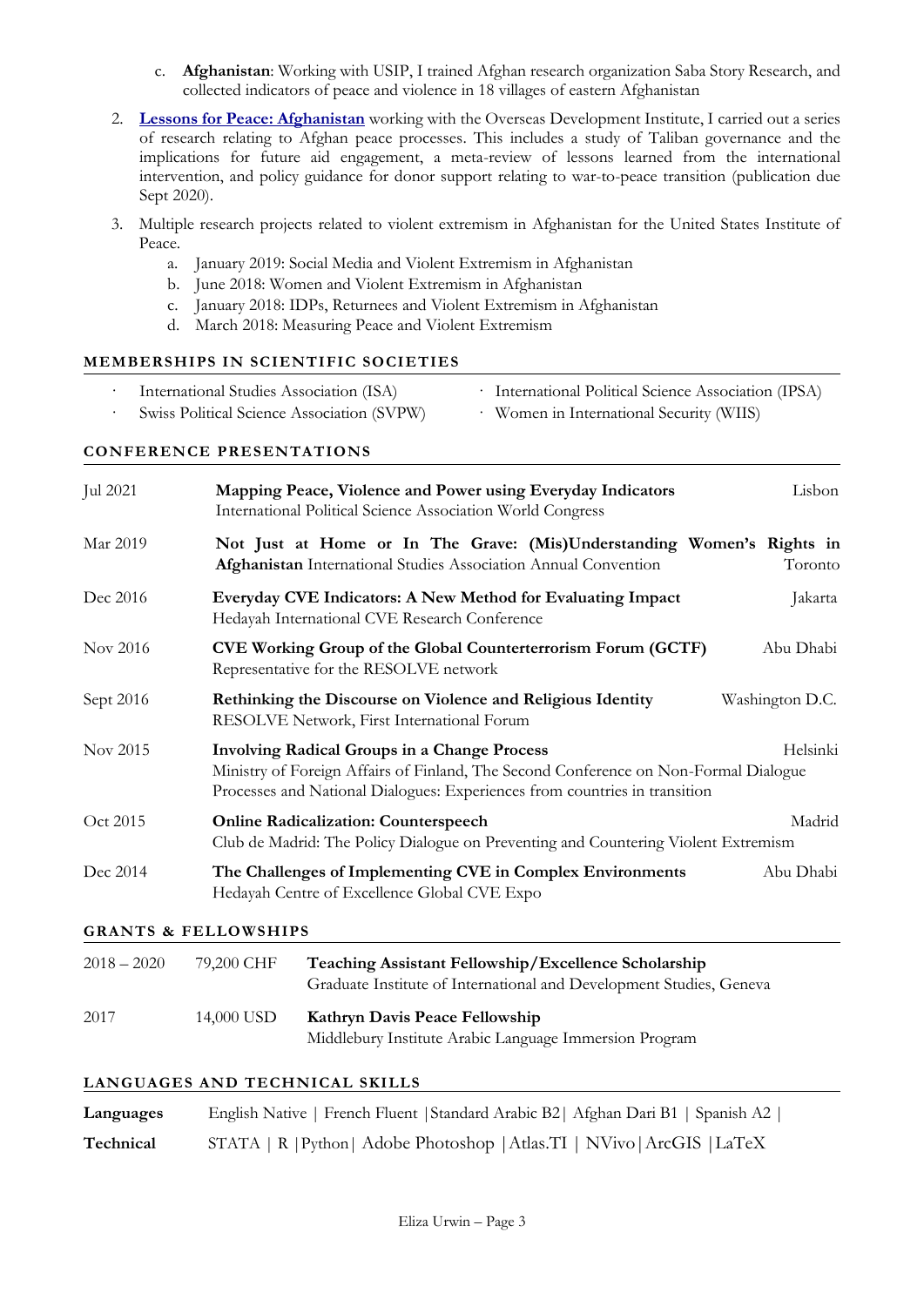c. **Afghanistan**: Working with USIP, I trained Afghan research organization Saba Story Research, and collected indicators of peace and violence in 18 villages of eastern Afghanistan

2. **Lessons for Peace: Afghanistan** working with the Overseas Development Institute, I carried out a series of research relating to Afghan peace processes. This includes a study of Taliban governance and the implications for future aid engagement, a meta-review of lessons learned from the international intervention, and policy guidance for donor support relating to war-to-peace transition (publication due Sept 2020).

3. Multiple research projects related to violent extremism in Afghanistan for the United States Institute of Peace.
   a. January 2019: Social Media and Violent Extremism in Afghanistan
   b. June 2018: Women and Violent Extremism in Afghanistan
   c. January 2018: IDPs, Returnees and Violent Extremism in Afghanistan
   d. March 2018: Measuring Peace and Violent Extremism

## MEMBERSHIPS IN SCIENTIFIC SOCIETIES

- International Studies Association (ISA)
- International Political Science Association (IPSA)
- Swiss Political Science Association (SVPW)
- Women in International Security (WIIS)

## CONFERENCE PRESENTATIONS

| | | |
|---|---|---|
| Jul 2021 | **Mapping Peace, Violence and Power using Everyday Indicators** International Political Science Association World Congress | Lisbon |
| Mar 2019 | **Not Just at Home or In The Grave: (Mis)Understanding Women's Rights in Afghanistan** International Studies Association Annual Convention | Toronto |
| Dec 2016 | **Everyday CVE Indicators: A New Method for Evaluating Impact** Hedayah International CVE Research Conference | Jakarta |
| Nov 2016 | **CVE Working Group of the Global Counterterrorism Forum (GCTF)** Representative for the RESOLVE network | Abu Dhabi |
| Sept 2016 | **Rethinking the Discourse on Violence and Religious Identity** RESOLVE Network, First International Forum | Washington D.C. |
| Nov 2015 | **Involving Radical Groups in a Change Process** Ministry of Foreign Affairs of Finland, The Second Conference on Non-Formal Dialogue Processes and National Dialogues: Experiences from countries in transition | Helsinki |
| Oct 2015 | **Online Radicalization: Counterspeech** Club de Madrid: The Policy Dialogue on Preventing and Countering Violent Extremism | Madrid |
| Dec 2014 | **The Challenges of Implementing CVE in Complex Environments** Hedayah Centre of Excellence Global CVE Expo | Abu Dhabi |

## GRANTS & FELLOWSHIPS

| | | |
|---|---|---|
| 2018 – 2020 | 79,200 CHF | **Teaching Assistant Fellowship/Excellence Scholarship** Graduate Institute of International and Development Studies, Geneva |
| 2017 | 14,000 USD | **Kathryn Davis Peace Fellowship** Middlebury Institute Arabic Language Immersion Program |

## LANGUAGES AND TECHNICAL SKILLS

**Languages** English Native | French Fluent | Standard Arabic B2 | Afghan Dari B1 | Spanish A2 |

**Technical** STATA | R | Python | Adobe Photoshop | Atlas.TI | NVivo | ArcGIS | LaTeX